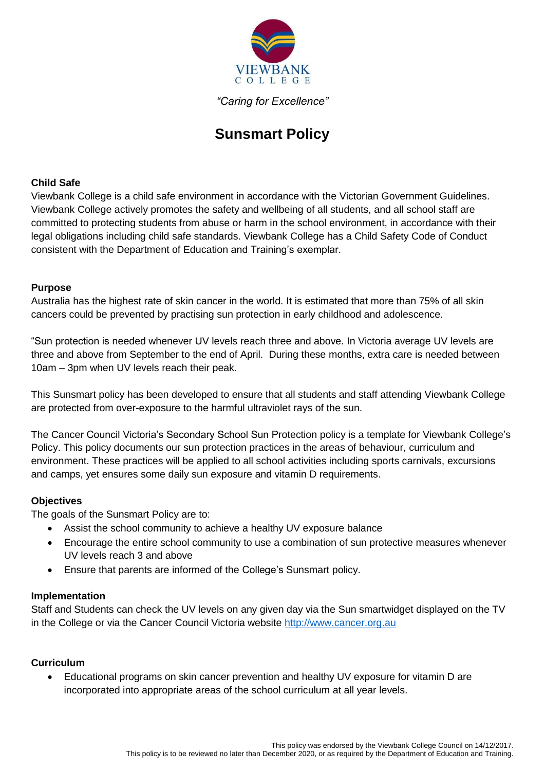VIEWBANK
COLLEGE

*"Caring for Excellence"*

# Sunsmart Policy

### Child Safe

Viewbank College is a child safe environment in accordance with the Victorian Government Guidelines. Viewbank College actively promotes the safety and wellbeing of all students, and all school staff are committed to protecting students from abuse or harm in the school environment, in accordance with their legal obligations including child safe standards. Viewbank College has a Child Safety Code of Conduct consistent with the Department of Education and Training's exemplar.

### Purpose

Australia has the highest rate of skin cancer in the world. It is estimated that more than 75% of all skin cancers could be prevented by practising sun protection in early childhood and adolescence.

"Sun protection is needed whenever UV levels reach three and above. In Victoria average UV levels are three and above from September to the end of April. During these months, extra care is needed between 10am – 3pm when UV levels reach their peak.

This Sunsmart policy has been developed to ensure that all students and staff attending Viewbank College are protected from over-exposure to the harmful ultraviolet rays of the sun.

The Cancer Council Victoria's Secondary School Sun Protection policy is a template for Viewbank College's Policy. This policy documents our sun protection practices in the areas of behaviour, curriculum and environment. These practices will be applied to all school activities including sports carnivals, excursions and camps, yet ensures some daily sun exposure and vitamin D requirements.

### Objectives

The goals of the Sunsmart Policy are to:

- Assist the school community to achieve a healthy UV exposure balance
- Encourage the entire school community to use a combination of sun protective measures whenever UV levels reach 3 and above
- Ensure that parents are informed of the College's Sunsmart policy.

### Implementation

Staff and Students can check the UV levels on any given day via the Sun smartwidget displayed on the TV in the College or via the Cancer Council Victoria website http://www.cancer.org.au

### Curriculum

- Educational programs on skin cancer prevention and healthy UV exposure for vitamin D are incorporated into appropriate areas of the school curriculum at all year levels.

This policy was endorsed by the Viewbank College Council on 14/12/2017.
This policy is to be reviewed no later than December 2020, or as required by the Department of Education and Training.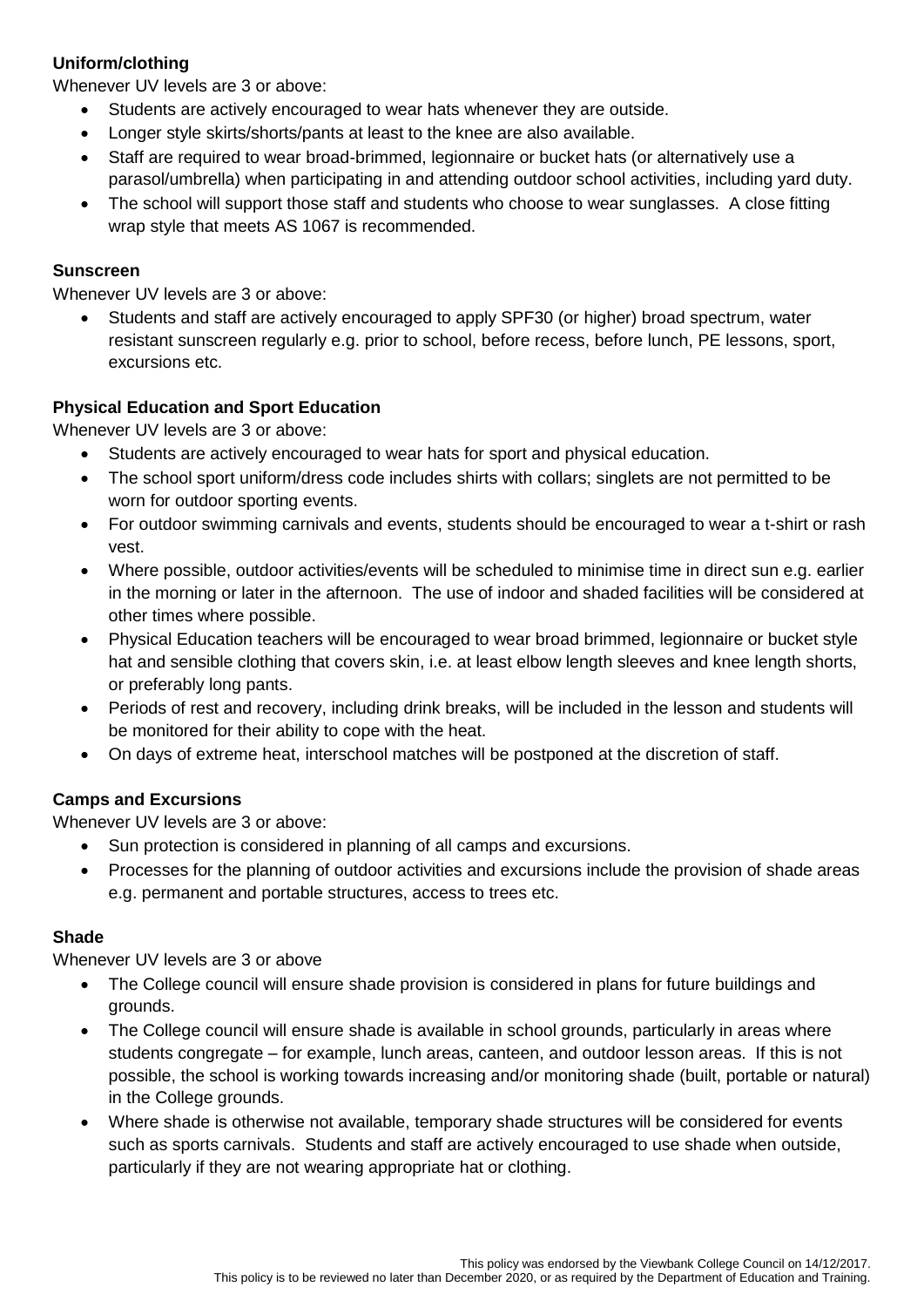**Uniform/clothing**

Whenever UV levels are 3 or above:

- Students are actively encouraged to wear hats whenever they are outside.
- Longer style skirts/shorts/pants at least to the knee are also available.
- Staff are required to wear broad-brimmed, legionnaire or bucket hats (or alternatively use a parasol/umbrella) when participating in and attending outdoor school activities, including yard duty.
- The school will support those staff and students who choose to wear sunglasses. A close fitting wrap style that meets AS 1067 is recommended.

**Sunscreen**

Whenever UV levels are 3 or above:

- Students and staff are actively encouraged to apply SPF30 (or higher) broad spectrum, water resistant sunscreen regularly e.g. prior to school, before recess, before lunch, PE lessons, sport, excursions etc.

**Physical Education and Sport Education**

Whenever UV levels are 3 or above:

- Students are actively encouraged to wear hats for sport and physical education.
- The school sport uniform/dress code includes shirts with collars; singlets are not permitted to be worn for outdoor sporting events.
- For outdoor swimming carnivals and events, students should be encouraged to wear a t-shirt or rash vest.
- Where possible, outdoor activities/events will be scheduled to minimise time in direct sun e.g. earlier in the morning or later in the afternoon. The use of indoor and shaded facilities will be considered at other times where possible.
- Physical Education teachers will be encouraged to wear broad brimmed, legionnaire or bucket style hat and sensible clothing that covers skin, i.e. at least elbow length sleeves and knee length shorts, or preferably long pants.
- Periods of rest and recovery, including drink breaks, will be included in the lesson and students will be monitored for their ability to cope with the heat.
- On days of extreme heat, interschool matches will be postponed at the discretion of staff.

**Camps and Excursions**

Whenever UV levels are 3 or above:

- Sun protection is considered in planning of all camps and excursions.
- Processes for the planning of outdoor activities and excursions include the provision of shade areas e.g. permanent and portable structures, access to trees etc.

**Shade**

Whenever UV levels are 3 or above

- The College council will ensure shade provision is considered in plans for future buildings and grounds.
- The College council will ensure shade is available in school grounds, particularly in areas where students congregate – for example, lunch areas, canteen, and outdoor lesson areas. If this is not possible, the school is working towards increasing and/or monitoring shade (built, portable or natural) in the College grounds.
- Where shade is otherwise not available, temporary shade structures will be considered for events such as sports carnivals. Students and staff are actively encouraged to use shade when outside, particularly if they are not wearing appropriate hat or clothing.

This policy was endorsed by the Viewbank College Council on 14/12/2017.
This policy is to be reviewed no later than December 2020, or as required by the Department of Education and Training.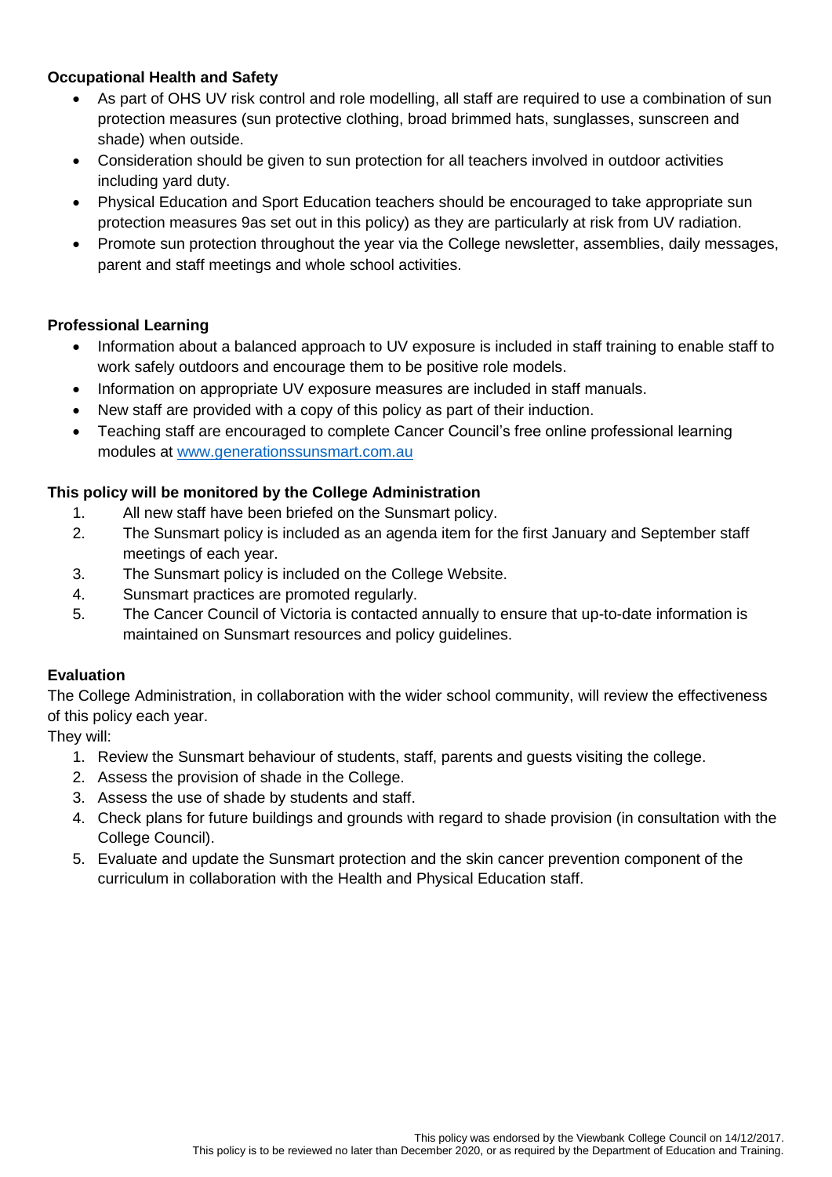**Occupational Health and Safety**

- As part of OHS UV risk control and role modelling, all staff are required to use a combination of sun protection measures (sun protective clothing, broad brimmed hats, sunglasses, sunscreen and shade) when outside.
- Consideration should be given to sun protection for all teachers involved in outdoor activities including yard duty.
- Physical Education and Sport Education teachers should be encouraged to take appropriate sun protection measures 9as set out in this policy) as they are particularly at risk from UV radiation.
- Promote sun protection throughout the year via the College newsletter, assemblies, daily messages, parent and staff meetings and whole school activities.

**Professional Learning**

- Information about a balanced approach to UV exposure is included in staff training to enable staff to work safely outdoors and encourage them to be positive role models.
- Information on appropriate UV exposure measures are included in staff manuals.
- New staff are provided with a copy of this policy as part of their induction.
- Teaching staff are encouraged to complete Cancer Council's free online professional learning modules at [www.generationssunsmart.com.au](http://www.generationssunsmart.com.au)

**This policy will be monitored by the College Administration**

1. All new staff have been briefed on the Sunsmart policy.
2. The Sunsmart policy is included as an agenda item for the first January and September staff meetings of each year.
3. The Sunsmart policy is included on the College Website.
4. Sunsmart practices are promoted regularly.
5. The Cancer Council of Victoria is contacted annually to ensure that up-to-date information is maintained on Sunsmart resources and policy guidelines.

**Evaluation**

The College Administration, in collaboration with the wider school community, will review the effectiveness of this policy each year.

They will:

1. Review the Sunsmart behaviour of students, staff, parents and guests visiting the college.
2. Assess the provision of shade in the College.
3. Assess the use of shade by students and staff.
4. Check plans for future buildings and grounds with regard to shade provision (in consultation with the College Council).
5. Evaluate and update the Sunsmart protection and the skin cancer prevention component of the curriculum in collaboration with the Health and Physical Education staff.

This policy was endorsed by the Viewbank College Council on 14/12/2017.
This policy is to be reviewed no later than December 2020, or as required by the Department of Education and Training.